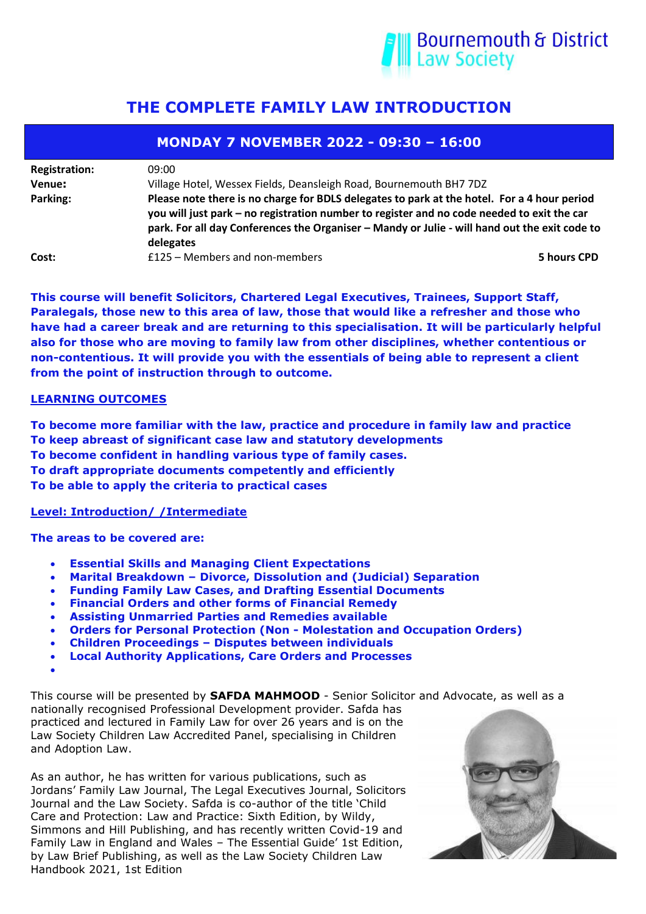Bournemouth & District Law Society

# THE COMPLETE FAMILY LAW INTRODUCTION

## MONDAY 7 NOVEMBER 2022 - 09:30 – 16:00

**Registration:** 09:00

**Venue:** Village Hotel, Wessex Fields, Deansleigh Road, Bournemouth BH7 7DZ

**Parking:** **Please note there is no charge for BDLS delegates to park at the hotel. For a 4 hour period you will just park – no registration number to register and no code needed to exit the car park. For all day Conferences the Organiser – Mandy or Julie - will hand out the exit code to delegates**

**Cost:** £125 – Members and non-members **5 hours CPD**

**This course will benefit Solicitors, Chartered Legal Executives, Trainees, Support Staff, Paralegals, those new to this area of law, those that would like a refresher and those who have had a career break and are returning to this specialisation. It will be particularly helpful also for those who are moving to family law from other disciplines, whether contentious or non-contentious. It will provide you with the essentials of being able to represent a client from the point of instruction through to outcome.**

**LEARNING OUTCOMES**

**To become more familiar with the law, practice and procedure in family law and practice**
**To keep abreast of significant case law and statutory developments**
**To become confident in handling various type of family cases.**
**To draft appropriate documents competently and efficiently**
**To be able to apply the criteria to practical cases**

**Level: Introduction/ /Intermediate**

**The areas to be covered are:**

- **Essential Skills and Managing Client Expectations**
- **Marital Breakdown – Divorce, Dissolution and (Judicial) Separation**
- **Funding Family Law Cases, and Drafting Essential Documents**
- **Financial Orders and other forms of Financial Remedy**
- **Assisting Unmarried Parties and Remedies available**
- **Orders for Personal Protection (Non - Molestation and Occupation Orders)**
- **Children Proceedings – Disputes between individuals**
- **Local Authority Applications, Care Orders and Processes**

This course will be presented by **SAFDA MAHMOOD** - Senior Solicitor and Advocate, as well as a nationally recognised Professional Development provider. Safda has practiced and lectured in Family Law for over 26 years and is on the Law Society Children Law Accredited Panel, specialising in Children and Adoption Law.

As an author, he has written for various publications, such as Jordans' Family Law Journal, The Legal Executives Journal, Solicitors Journal and the Law Society. Safda is co-author of the title 'Child Care and Protection: Law and Practice: Sixth Edition, by Wildy, Simmons and Hill Publishing, and has recently written Covid-19 and Family Law in England and Wales – The Essential Guide' 1st Edition, by Law Brief Publishing, as well as the Law Society Children Law Handbook 2021, 1st Edition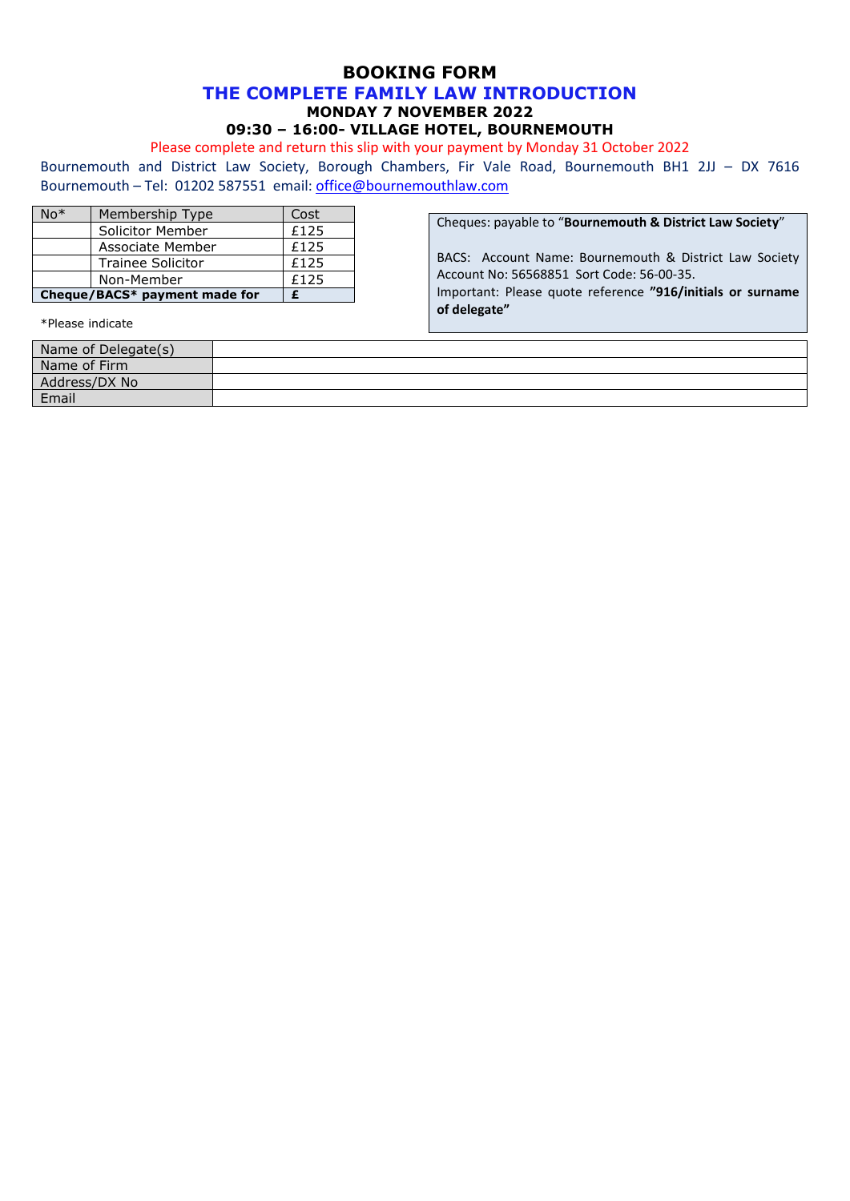# BOOKING FORM

## THE COMPLETE FAMILY LAW INTRODUCTION

**MONDAY 7 NOVEMBER 2022**

**09:30 – 16:00- VILLAGE HOTEL, BOURNEMOUTH**

Please complete and return this slip with your payment by Monday 31 October 2022

Bournemouth and District Law Society, Borough Chambers, Fir Vale Road, Bournemouth BH1 2JJ – DX 7616 Bournemouth – Tel: 01202 587551 email: office@bournemouthlaw.com

| No* | Membership Type | Cost |
|---|---|---|
| | Solicitor Member | £125 |
| | Associate Member | £125 |
| | Trainee Solicitor | £125 |
| | Non-Member | £125 |
| **Cheque/BACS* payment made for** | | **£** |

*Please indicate

Cheques: payable to "**Bournemouth & District Law Society**"

BACS: Account Name: Bournemouth & District Law Society Account No: 56568851 Sort Code: 56-00-35.
Important: Please quote reference **"916/initials or surname of delegate"**

| | |
|---|---|
| Name of Delegate(s) | |
| Name of Firm | |
| Address/DX No | |
| Email | |